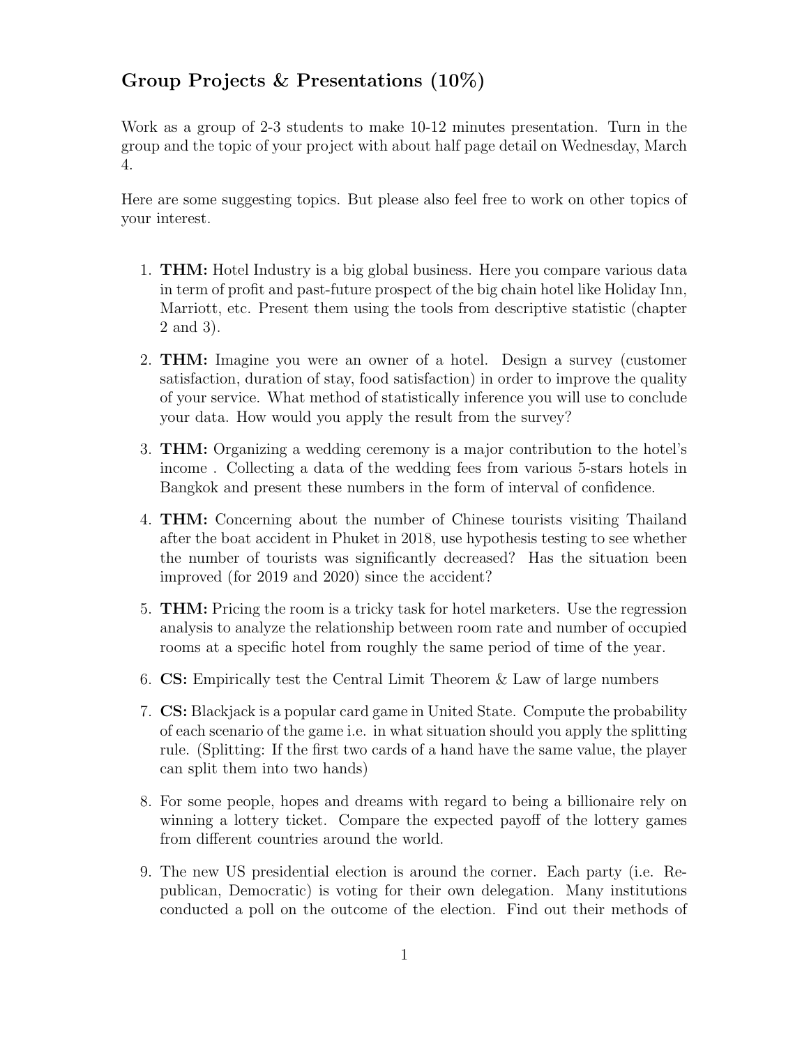## Group Projects & Presentations (10%)

Work as a group of 2-3 students to make 10-12 minutes presentation. Turn in the group and the topic of your project with about half page detail on Wednesday, March 4.

Here are some suggesting topics. But please also feel free to work on other topics of your interest.

1. **THM:** Hotel Industry is a big global business. Here you compare various data in term of profit and past-future prospect of the big chain hotel like Holiday Inn, Marriott, etc. Present them using the tools from descriptive statistic (chapter 2 and 3).

2. **THM:** Imagine you were an owner of a hotel. Design a survey (customer satisfaction, duration of stay, food satisfaction) in order to improve the quality of your service. What method of statistically inference you will use to conclude your data. How would you apply the result from the survey?

3. **THM:** Organizing a wedding ceremony is a major contribution to the hotel's income . Collecting a data of the wedding fees from various 5-stars hotels in Bangkok and present these numbers in the form of interval of confidence.

4. **THM:** Concerning about the number of Chinese tourists visiting Thailand after the boat accident in Phuket in 2018, use hypothesis testing to see whether the number of tourists was significantly decreased? Has the situation been improved (for 2019 and 2020) since the accident?

5. **THM:** Pricing the room is a tricky task for hotel marketers. Use the regression analysis to analyze the relationship between room rate and number of occupied rooms at a specific hotel from roughly the same period of time of the year.

6. **CS:** Empirically test the Central Limit Theorem & Law of large numbers

7. **CS:** Blackjack is a popular card game in United State. Compute the probability of each scenario of the game i.e. in what situation should you apply the splitting rule. (Splitting: If the first two cards of a hand have the same value, the player can split them into two hands)

8. For some people, hopes and dreams with regard to being a billionaire rely on winning a lottery ticket. Compare the expected payoff of the lottery games from different countries around the world.

9. The new US presidential election is around the corner. Each party (i.e. Republican, Democratic) is voting for their own delegation. Many institutions conducted a poll on the outcome of the election. Find out their methods of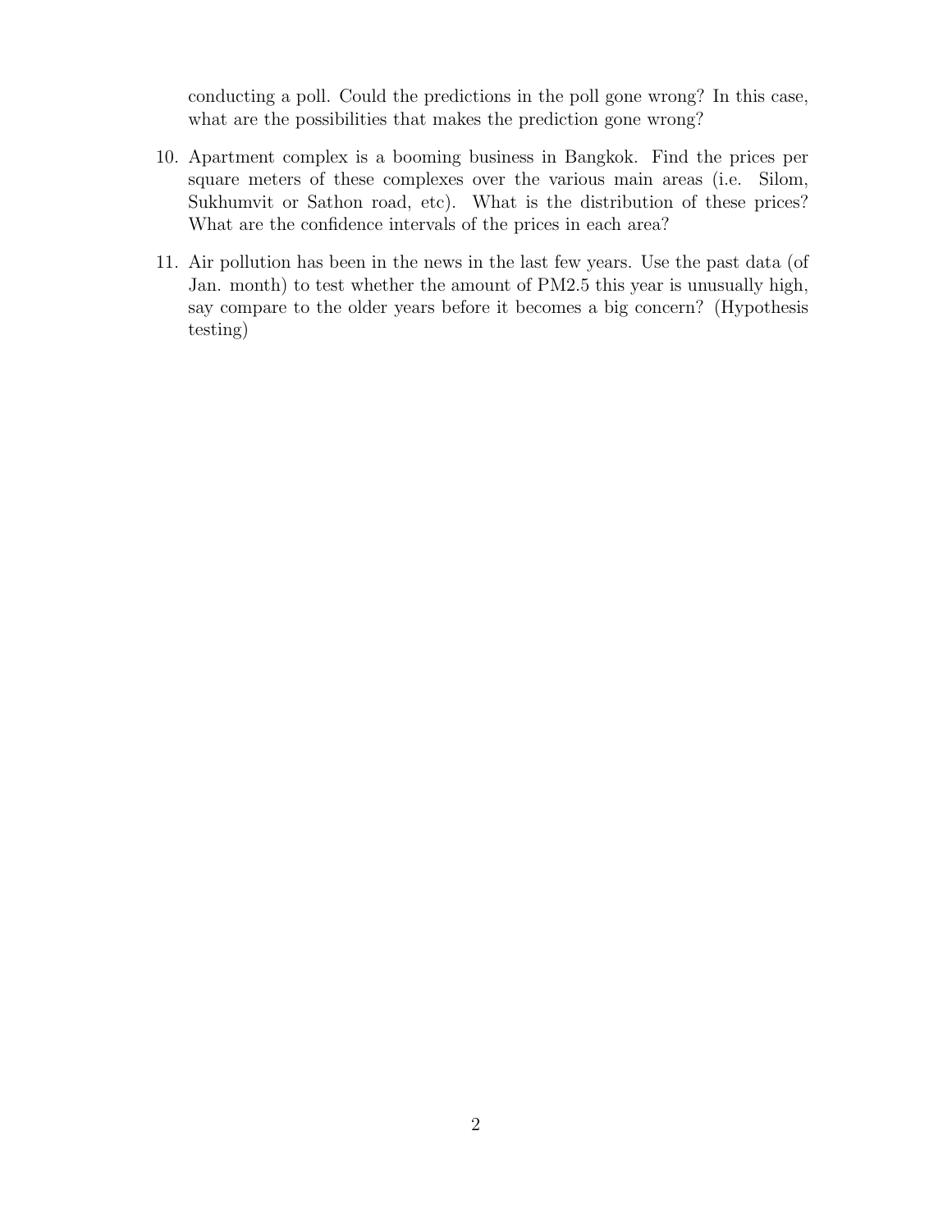conducting a poll. Could the predictions in the poll gone wrong? In this case, what are the possibilities that makes the prediction gone wrong?

10. Apartment complex is a booming business in Bangkok. Find the prices per square meters of these complexes over the various main areas (i.e. Silom, Sukhumvit or Sathon road, etc). What is the distribution of these prices? What are the confidence intervals of the prices in each area?

11. Air pollution has been in the news in the last few years. Use the past data (of Jan. month) to test whether the amount of PM2.5 this year is unusually high, say compare to the older years before it becomes a big concern? (Hypothesis testing)